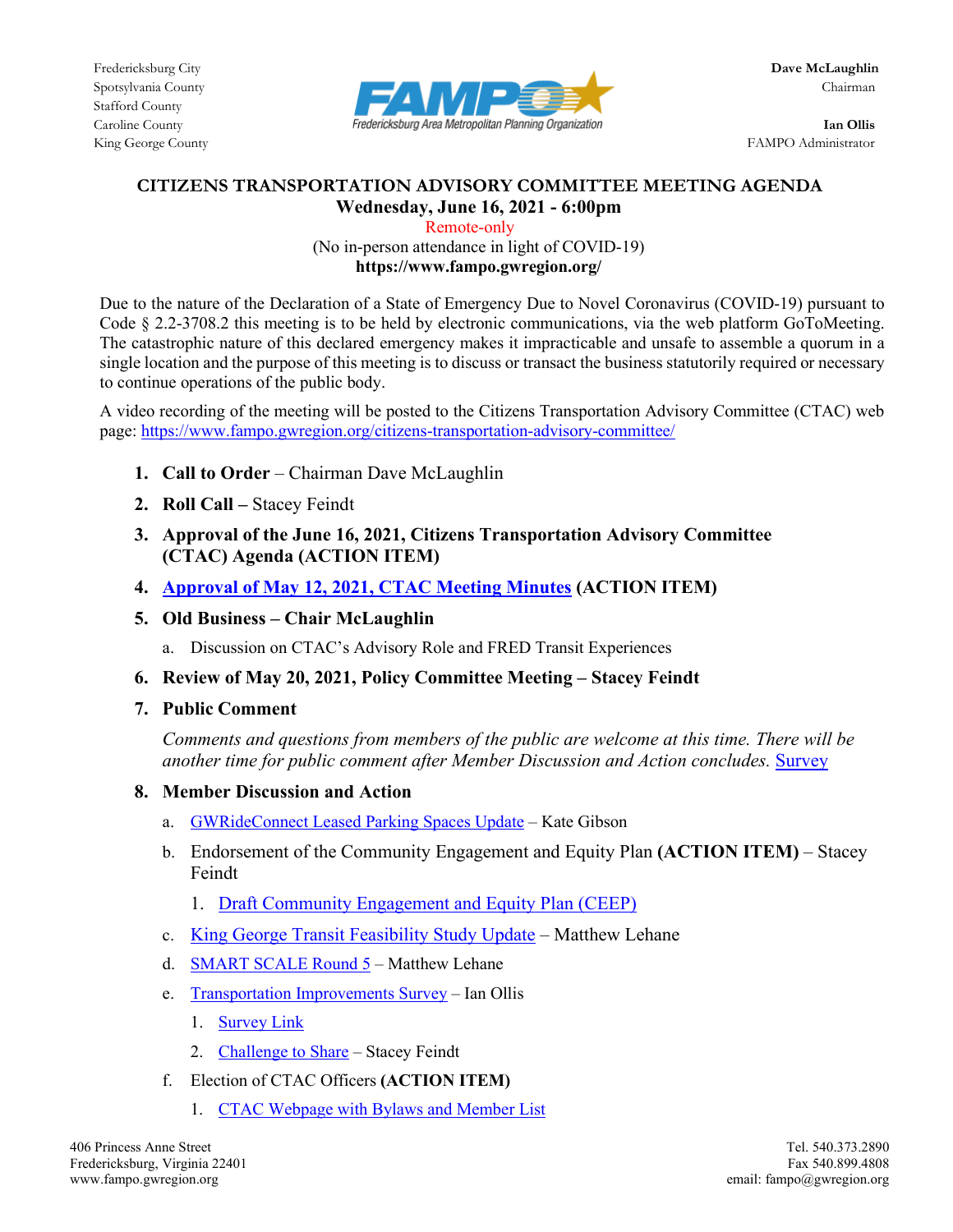Fredericksburg City
Spotsylvania County
Stafford County
Caroline County
King George County

FAMPO
Fredericksburg Area Metropolitan Planning Organization

**Dave McLaughlin**
Chairman

**Ian Ollis**
FAMPO Administrator

## CITIZENS TRANSPORTATION ADVISORY COMMITTEE MEETING AGENDA

**Wednesday, June 16, 2021 - 6:00pm**

Remote-only

(No in-person attendance in light of COVID-19)

**https://www.fampo.gwregion.org/**

Due to the nature of the Declaration of a State of Emergency Due to Novel Coronavirus (COVID-19) pursuant to Code § 2.2-3708.2 this meeting is to be held by electronic communications, via the web platform GoToMeeting. The catastrophic nature of this declared emergency makes it impracticable and unsafe to assemble a quorum in a single location and the purpose of this meeting is to discuss or transact the business statutorily required or necessary to continue operations of the public body.

A video recording of the meeting will be posted to the Citizens Transportation Advisory Committee (CTAC) web page: https://www.fampo.gwregion.org/citizens-transportation-advisory-committee/

1. **Call to Order** – Chairman Dave McLaughlin
2. **Roll Call –** Stacey Feindt
3. **Approval of the June 16, 2021, Citizens Transportation Advisory Committee (CTAC) Agenda (ACTION ITEM)**
4. **Approval of May 12, 2021, CTAC Meeting Minutes (ACTION ITEM)**
5. **Old Business – Chair McLaughlin**
   a. Discussion on CTAC's Advisory Role and FRED Transit Experiences
6. **Review of May 20, 2021, Policy Committee Meeting – Stacey Feindt**
7. **Public Comment**

   *Comments and questions from members of the public are welcome at this time. There will be another time for public comment after Member Discussion and Action concludes.* Survey
8. **Member Discussion and Action**
   a. GWRideConnect Leased Parking Spaces Update – Kate Gibson
   b. Endorsement of the Community Engagement and Equity Plan **(ACTION ITEM)** – Stacey Feindt
      1. Draft Community Engagement and Equity Plan (CEEP)
   c. King George Transit Feasibility Study Update – Matthew Lehane
   d. SMART SCALE Round 5 – Matthew Lehane
   e. Transportation Improvements Survey – Ian Ollis
      1. Survey Link
      2. Challenge to Share – Stacey Feindt
   f. Election of CTAC Officers **(ACTION ITEM)**
      1. CTAC Webpage with Bylaws and Member List

406 Princess Anne Street
Fredericksburg, Virginia 22401
www.fampo.gwregion.org

Tel. 540.373.2890
Fax 540.899.4808
email: fampo@gwregion.org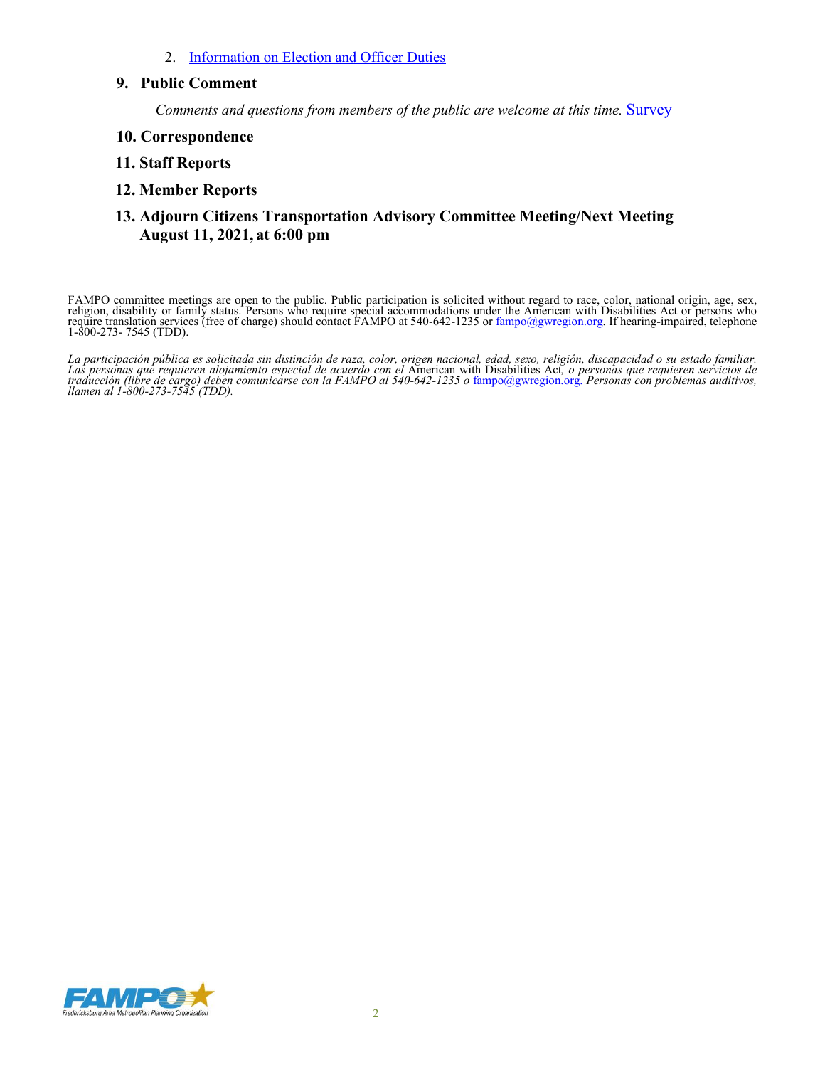2. Information on Election and Officer Duties

**9. Public Comment**

*Comments and questions from members of the public are welcome at this time.* Survey

**10. Correspondence**

**11. Staff Reports**

**12. Member Reports**

**13. Adjourn Citizens Transportation Advisory Committee Meeting/Next Meeting August 11, 2021, at 6:00 pm**

FAMPO committee meetings are open to the public. Public participation is solicited without regard to race, color, national origin, age, sex, religion, disability or family status. Persons who require special accommodations under the American with Disabilities Act or persons who require translation services (free of charge) should contact FAMPO at 540-642-1235 or fampo@gwregion.org. If hearing-impaired, telephone 1-800-273- 7545 (TDD).

*La participación pública es solicitada sin distinción de raza, color, origen nacional, edad, sexo, religión, discapacidad o su estado familiar. Las personas que requieren alojamiento especial de acuerdo con el* American with Disabilities Act*, o personas que requieren servicios de traducción (libre de cargo) deben comunicarse con la FAMPO al 540-642-1235 o* fampo@gwregion.org*. Personas con problemas auditivos, llamen al 1-800-273-7545 (TDD).*